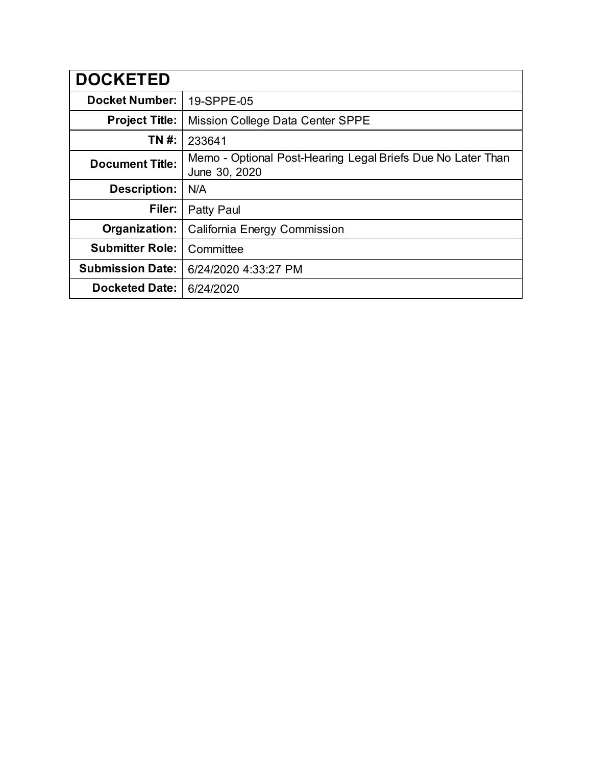| DOCKETED | |
|---|---|
| **Docket Number:** | 19-SPPE-05 |
| **Project Title:** | Mission College Data Center SPPE |
| **TN #:** | 233641 |
| **Document Title:** | Memo - Optional Post-Hearing Legal Briefs Due No Later Than June 30, 2020 |
| **Description:** | N/A |
| **Filer:** | Patty Paul |
| **Organization:** | California Energy Commission |
| **Submitter Role:** | Committee |
| **Submission Date:** | 6/24/2020 4:33:27 PM |
| **Docketed Date:** | 6/24/2020 |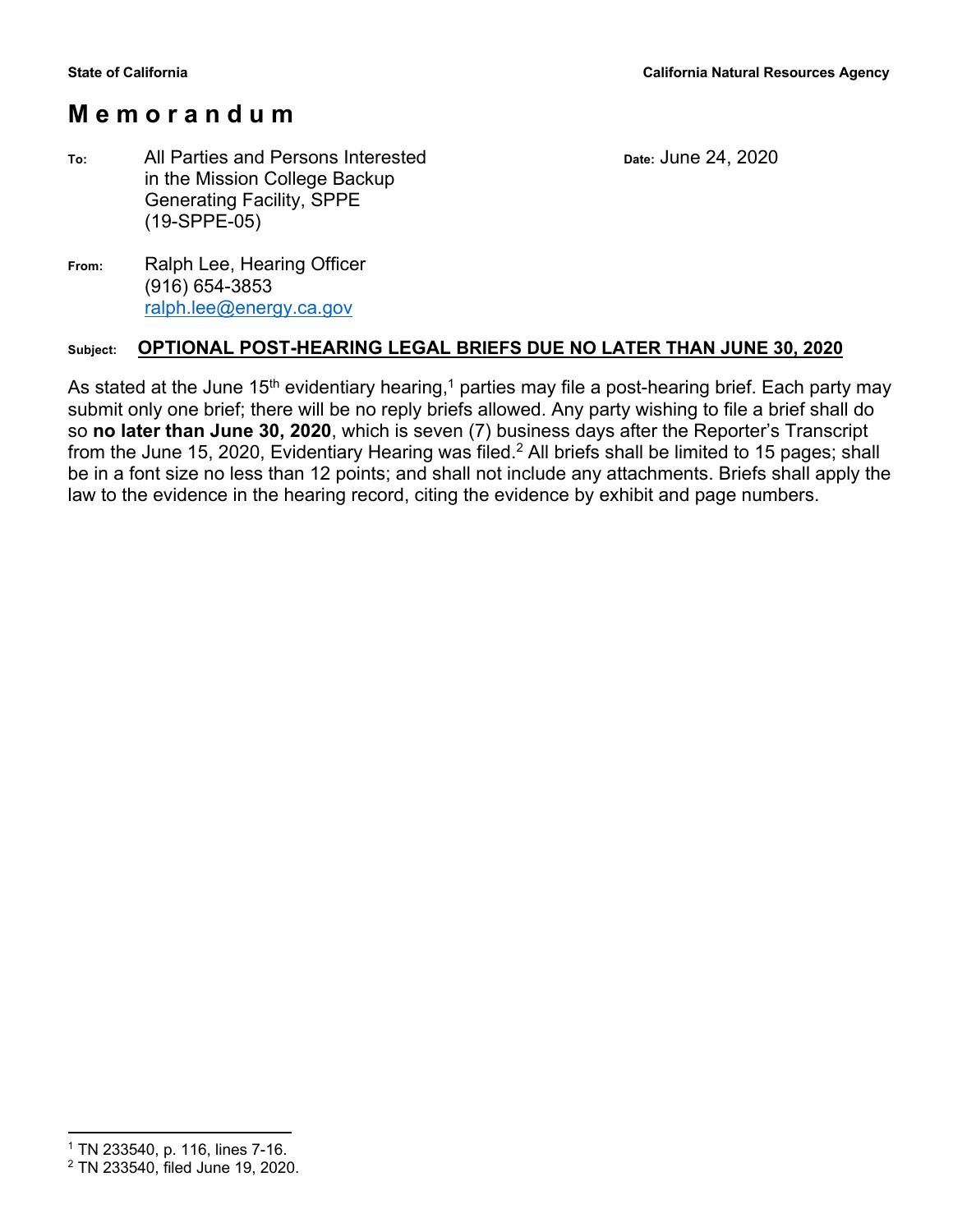State of California

California Natural Resources Agency

# M e m o r a n d u m

**To:** All Parties and Persons Interested in the Mission College Backup Generating Facility, SPPE (19-SPPE-05)

**Date:** June 24, 2020

**From:** Ralph Lee, Hearing Officer
(916) 654-3853
ralph.lee@energy.ca.gov

**Subject:** **OPTIONAL POST-HEARING LEGAL BRIEFS DUE NO LATER THAN JUNE 30, 2020**

As stated at the June 15th evidentiary hearing,[1] parties may file a post-hearing brief. Each party may submit only one brief; there will be no reply briefs allowed. Any party wishing to file a brief shall do so **no later than June 30, 2020**, which is seven (7) business days after the Reporter's Transcript from the June 15, 2020, Evidentiary Hearing was filed.[2] All briefs shall be limited to 15 pages; shall be in a font size no less than 12 points; and shall not include any attachments. Briefs shall apply the law to the evidence in the hearing record, citing the evidence by exhibit and page numbers.

---

[1] TN 233540, p. 116, lines 7-16.

[2] TN 233540, filed June 19, 2020.